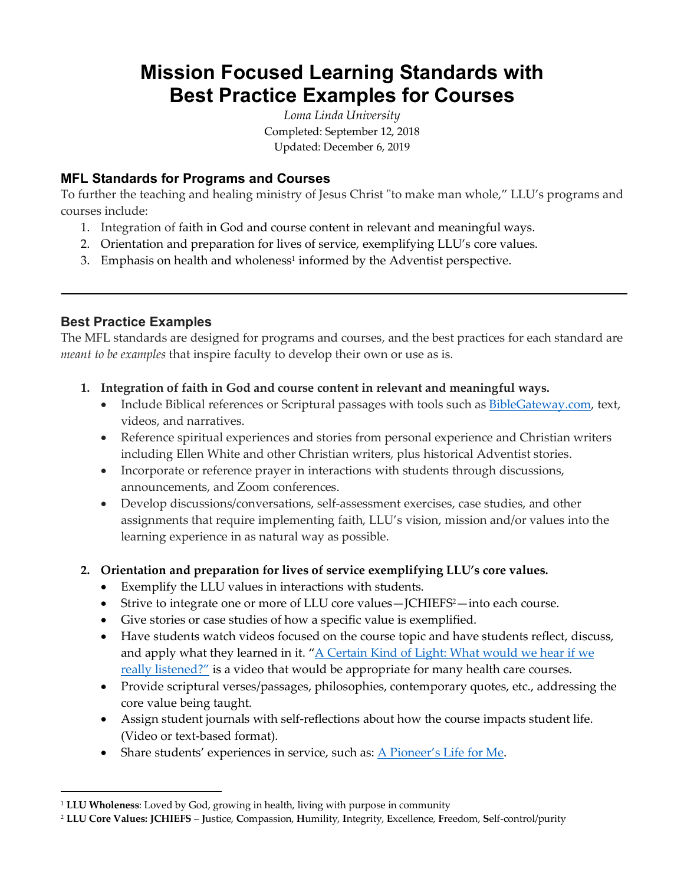# Mission Focused Learning Standards with Best Practice Examples for Courses

*Loma Linda University*
Completed: September 12, 2018
Updated: December 6, 2019

## MFL Standards for Programs and Courses

To further the teaching and healing ministry of Jesus Christ "to make man whole," LLU's programs and courses include:

1. Integration of faith in God and course content in relevant and meaningful ways.
2. Orientation and preparation for lives of service, exemplifying LLU's core values.
3. Emphasis on health and wholeness[1] informed by the Adventist perspective.

---

## Best Practice Examples

The MFL standards are designed for programs and courses, and the best practices for each standard are *meant to be examples* that inspire faculty to develop their own or use as is.

1. **Integration of faith in God and course content in relevant and meaningful ways.**
   - Include Biblical references or Scriptural passages with tools such as [BibleGateway.com](), text, videos, and narratives.
   - Reference spiritual experiences and stories from personal experience and Christian writers including Ellen White and other Christian writers, plus historical Adventist stories.
   - Incorporate or reference prayer in interactions with students through discussions, announcements, and Zoom conferences.
   - Develop discussions/conversations, self-assessment exercises, case studies, and other assignments that require implementing faith, LLU's vision, mission and/or values into the learning experience in as natural way as possible.

2. **Orientation and preparation for lives of service exemplifying LLU's core values.**
   - Exemplify the LLU values in interactions with students.
   - Strive to integrate one or more of LLU core values—JCHIEFS[2]—into each course.
   - Give stories or case studies of how a specific value is exemplified.
   - Have students watch videos focused on the course topic and have students reflect, discuss, and apply what they learned in it. "[A Certain Kind of Light: What would we hear if we really listened?"]() is a video that would be appropriate for many health care courses.
   - Provide scriptural verses/passages, philosophies, contemporary quotes, etc., addressing the core value being taught.
   - Assign student journals with self-reflections about how the course impacts student life. (Video or text-based format).
   - Share students' experiences in service, such as: [A Pioneer's Life for Me]().

---

[1] **LLU Wholeness**: Loved by God, growing in health, living with purpose in community

[2] **LLU Core Values: JCHIEFS** – **J**ustice, **C**ompassion, **H**umility, **I**ntegrity, **E**xcellence, **F**reedom, **S**elf-control/purity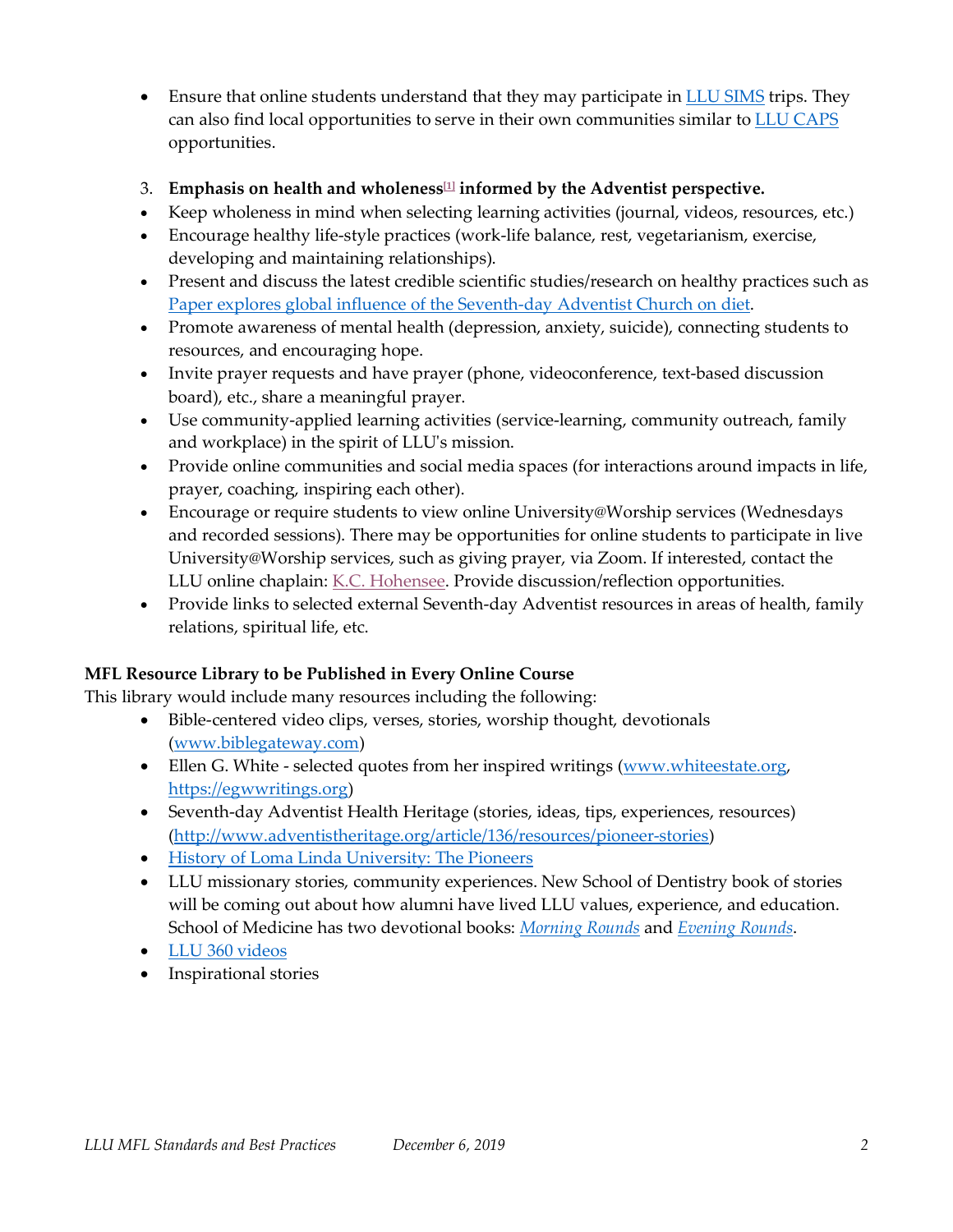- Ensure that online students understand that they may participate in LLU SIMS trips. They can also find local opportunities to serve in their own communities similar to LLU CAPS opportunities.

3. **Emphasis on health and wholeness[1] informed by the Adventist perspective.**

- Keep wholeness in mind when selecting learning activities (journal, videos, resources, etc.)
- Encourage healthy life-style practices (work-life balance, rest, vegetarianism, exercise, developing and maintaining relationships).
- Present and discuss the latest credible scientific studies/research on healthy practices such as Paper explores global influence of the Seventh-day Adventist Church on diet.
- Promote awareness of mental health (depression, anxiety, suicide), connecting students to resources, and encouraging hope.
- Invite prayer requests and have prayer (phone, videoconference, text-based discussion board), etc., share a meaningful prayer.
- Use community-applied learning activities (service-learning, community outreach, family and workplace) in the spirit of LLU's mission.
- Provide online communities and social media spaces (for interactions around impacts in life, prayer, coaching, inspiring each other).
- Encourage or require students to view online University@Worship services (Wednesdays and recorded sessions). There may be opportunities for online students to participate in live University@Worship services, such as giving prayer, via Zoom. If interested, contact the LLU online chaplain: K.C. Hohensee. Provide discussion/reflection opportunities.
- Provide links to selected external Seventh-day Adventist resources in areas of health, family relations, spiritual life, etc.

**MFL Resource Library to be Published in Every Online Course**

This library would include many resources including the following:

- Bible-centered video clips, verses, stories, worship thought, devotionals (www.biblegateway.com)
- Ellen G. White - selected quotes from her inspired writings (www.whiteestate.org, https://egwwritings.org)
- Seventh-day Adventist Health Heritage (stories, ideas, tips, experiences, resources) (http://www.adventistheritage.org/article/136/resources/pioneer-stories)
- History of Loma Linda University: The Pioneers
- LLU missionary stories, community experiences. New School of Dentistry book of stories will be coming out about how alumni have lived LLU values, experience, and education. School of Medicine has two devotional books: *Morning Rounds* and *Evening Rounds*.
- LLU 360 videos
- Inspirational stories